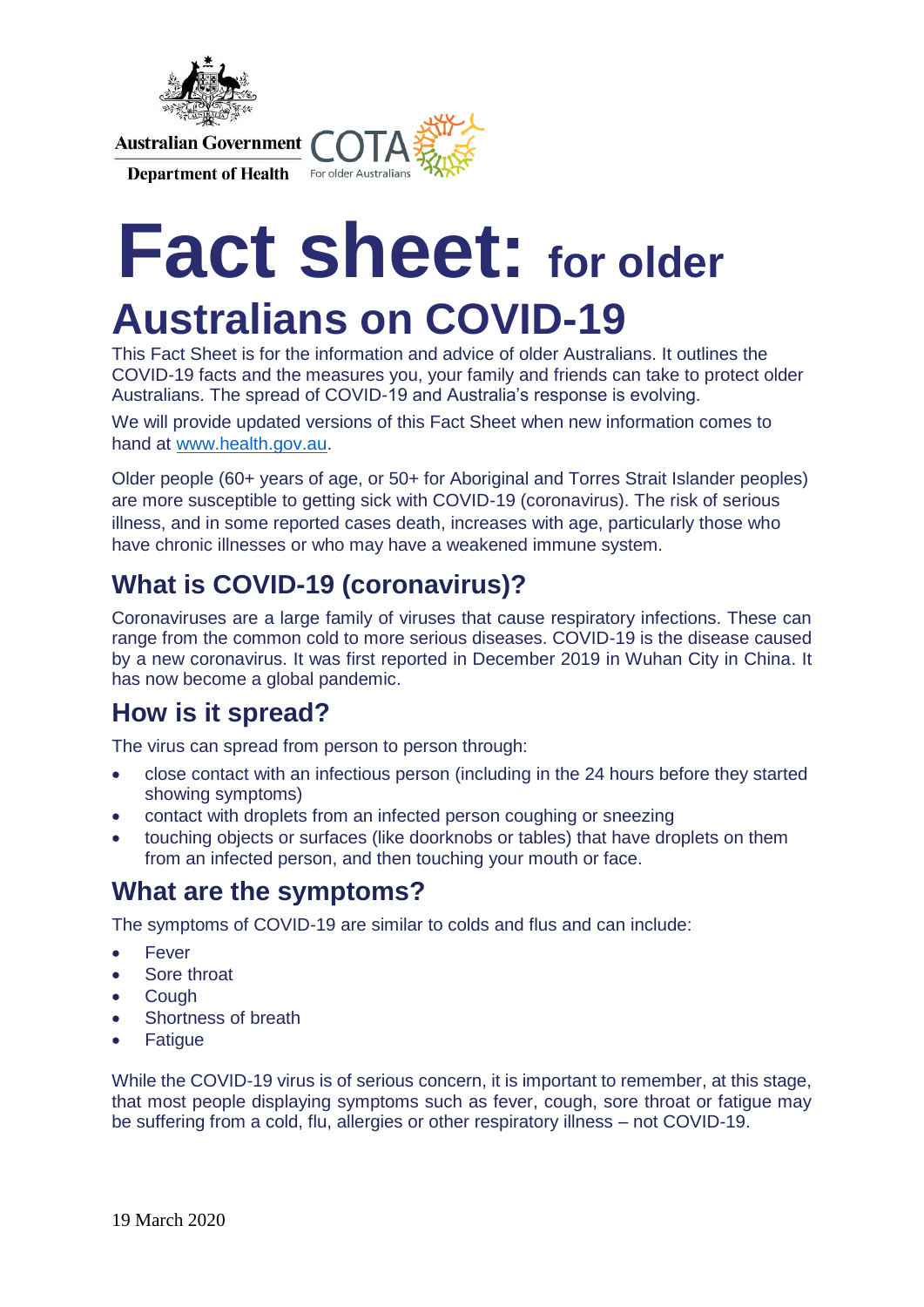Australian Government
Department of Health

COTA For older Australians

# Fact sheet: for older Australians on COVID-19

This Fact Sheet is for the information and advice of older Australians. It outlines the COVID-19 facts and the measures you, your family and friends can take to protect older Australians. The spread of COVID-19 and Australia's response is evolving.

We will provide updated versions of this Fact Sheet when new information comes to hand at [www.health.gov.au](http://www.health.gov.au).

Older people (60+ years of age, or 50+ for Aboriginal and Torres Strait Islander peoples) are more susceptible to getting sick with COVID-19 (coronavirus). The risk of serious illness, and in some reported cases death, increases with age, particularly those who have chronic illnesses or who may have a weakened immune system.

## What is COVID-19 (coronavirus)?

Coronaviruses are a large family of viruses that cause respiratory infections. These can range from the common cold to more serious diseases. COVID-19 is the disease caused by a new coronavirus. It was first reported in December 2019 in Wuhan City in China. It has now become a global pandemic.

## How is it spread?

The virus can spread from person to person through:

- close contact with an infectious person (including in the 24 hours before they started showing symptoms)
- contact with droplets from an infected person coughing or sneezing
- touching objects or surfaces (like doorknobs or tables) that have droplets on them from an infected person, and then touching your mouth or face.

## What are the symptoms?

The symptoms of COVID-19 are similar to colds and flus and can include:

- Fever
- Sore throat
- Cough
- Shortness of breath
- Fatigue

While the COVID-19 virus is of serious concern, it is important to remember, at this stage, that most people displaying symptoms such as fever, cough, sore throat or fatigue may be suffering from a cold, flu, allergies or other respiratory illness – not COVID-19.

19 March 2020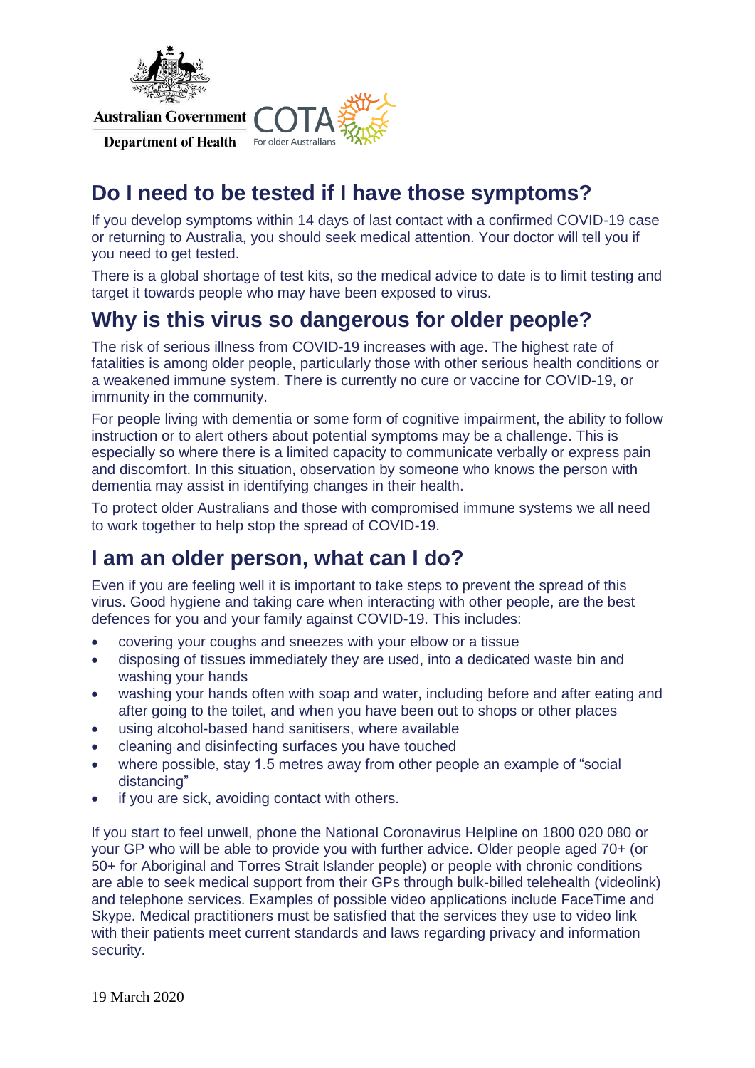## Do I need to be tested if I have those symptoms?

If you develop symptoms within 14 days of last contact with a confirmed COVID-19 case or returning to Australia, you should seek medical attention. Your doctor will tell you if you need to get tested.

There is a global shortage of test kits, so the medical advice to date is to limit testing and target it towards people who may have been exposed to virus.

## Why is this virus so dangerous for older people?

The risk of serious illness from COVID-19 increases with age. The highest rate of fatalities is among older people, particularly those with other serious health conditions or a weakened immune system. There is currently no cure or vaccine for COVID-19, or immunity in the community.

For people living with dementia or some form of cognitive impairment, the ability to follow instruction or to alert others about potential symptoms may be a challenge. This is especially so where there is a limited capacity to communicate verbally or express pain and discomfort. In this situation, observation by someone who knows the person with dementia may assist in identifying changes in their health.

To protect older Australians and those with compromised immune systems we all need to work together to help stop the spread of COVID-19.

## I am an older person, what can I do?

Even if you are feeling well it is important to take steps to prevent the spread of this virus. Good hygiene and taking care when interacting with other people, are the best defences for you and your family against COVID-19. This includes:

- covering your coughs and sneezes with your elbow or a tissue
- disposing of tissues immediately they are used, into a dedicated waste bin and washing your hands
- washing your hands often with soap and water, including before and after eating and after going to the toilet, and when you have been out to shops or other places
- using alcohol-based hand sanitisers, where available
- cleaning and disinfecting surfaces you have touched
- where possible, stay 1.5 metres away from other people an example of "social distancing"
- if you are sick, avoiding contact with others.

If you start to feel unwell, phone the National Coronavirus Helpline on 1800 020 080 or your GP who will be able to provide you with further advice. Older people aged 70+ (or 50+ for Aboriginal and Torres Strait Islander people) or people with chronic conditions are able to seek medical support from their GPs through bulk-billed telehealth (videolink) and telephone services. Examples of possible video applications include FaceTime and Skype. Medical practitioners must be satisfied that the services they use to video link with their patients meet current standards and laws regarding privacy and information security.

19 March 2020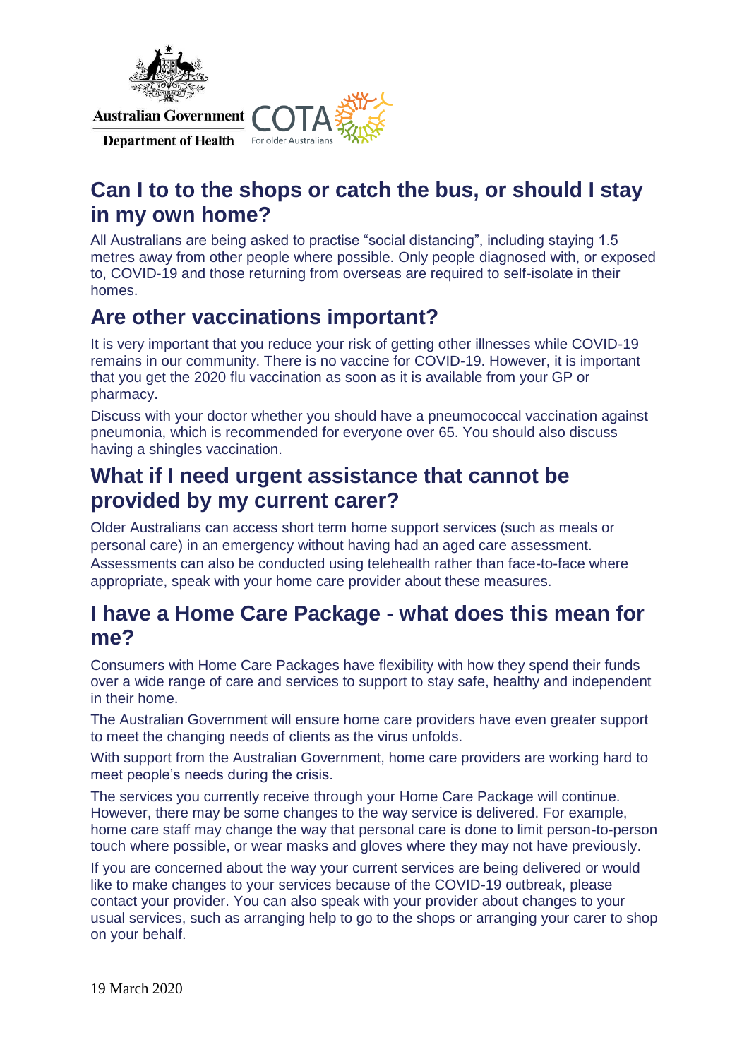## Can I to to the shops or catch the bus, or should I stay in my own home?

All Australians are being asked to practise "social distancing", including staying 1.5 metres away from other people where possible. Only people diagnosed with, or exposed to, COVID-19 and those returning from overseas are required to self-isolate in their homes.

## Are other vaccinations important?

It is very important that you reduce your risk of getting other illnesses while COVID-19 remains in our community. There is no vaccine for COVID-19. However, it is important that you get the 2020 flu vaccination as soon as it is available from your GP or pharmacy.

Discuss with your doctor whether you should have a pneumococcal vaccination against pneumonia, which is recommended for everyone over 65. You should also discuss having a shingles vaccination.

## What if I need urgent assistance that cannot be provided by my current carer?

Older Australians can access short term home support services (such as meals or personal care) in an emergency without having had an aged care assessment. Assessments can also be conducted using telehealth rather than face-to-face where appropriate, speak with your home care provider about these measures.

## I have a Home Care Package - what does this mean for me?

Consumers with Home Care Packages have flexibility with how they spend their funds over a wide range of care and services to support to stay safe, healthy and independent in their home.

The Australian Government will ensure home care providers have even greater support to meet the changing needs of clients as the virus unfolds.

With support from the Australian Government, home care providers are working hard to meet people's needs during the crisis.

The services you currently receive through your Home Care Package will continue. However, there may be some changes to the way service is delivered. For example, home care staff may change the way that personal care is done to limit person-to-person touch where possible, or wear masks and gloves where they may not have previously.

If you are concerned about the way your current services are being delivered or would like to make changes to your services because of the COVID-19 outbreak, please contact your provider. You can also speak with your provider about changes to your usual services, such as arranging help to go to the shops or arranging your carer to shop on your behalf.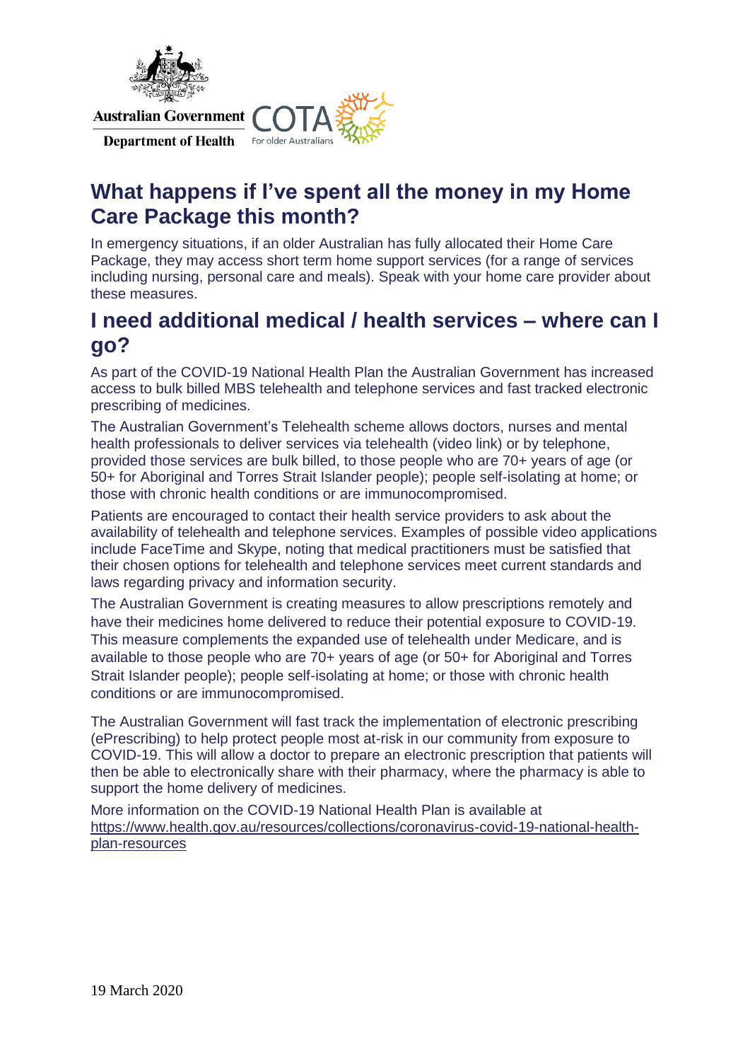## What happens if I've spent all the money in my Home Care Package this month?

In emergency situations, if an older Australian has fully allocated their Home Care Package, they may access short term home support services (for a range of services including nursing, personal care and meals). Speak with your home care provider about these measures.

## I need additional medical / health services – where can I go?

As part of the COVID-19 National Health Plan the Australian Government has increased access to bulk billed MBS telehealth and telephone services and fast tracked electronic prescribing of medicines.

The Australian Government's Telehealth scheme allows doctors, nurses and mental health professionals to deliver services via telehealth (video link) or by telephone, provided those services are bulk billed, to those people who are 70+ years of age (or 50+ for Aboriginal and Torres Strait Islander people); people self-isolating at home; or those with chronic health conditions or are immunocompromised.

Patients are encouraged to contact their health service providers to ask about the availability of telehealth and telephone services. Examples of possible video applications include FaceTime and Skype, noting that medical practitioners must be satisfied that their chosen options for telehealth and telephone services meet current standards and laws regarding privacy and information security.

The Australian Government is creating measures to allow prescriptions remotely and have their medicines home delivered to reduce their potential exposure to COVID-19. This measure complements the expanded use of telehealth under Medicare, and is available to those people who are 70+ years of age (or 50+ for Aboriginal and Torres Strait Islander people); people self-isolating at home; or those with chronic health conditions or are immunocompromised.

The Australian Government will fast track the implementation of electronic prescribing (ePrescribing) to help protect people most at-risk in our community from exposure to COVID-19. This will allow a doctor to prepare an electronic prescription that patients will then be able to electronically share with their pharmacy, where the pharmacy is able to support the home delivery of medicines.

More information on the COVID-19 National Health Plan is available at https://www.health.gov.au/resources/collections/coronavirus-covid-19-national-health-plan-resources

19 March 2020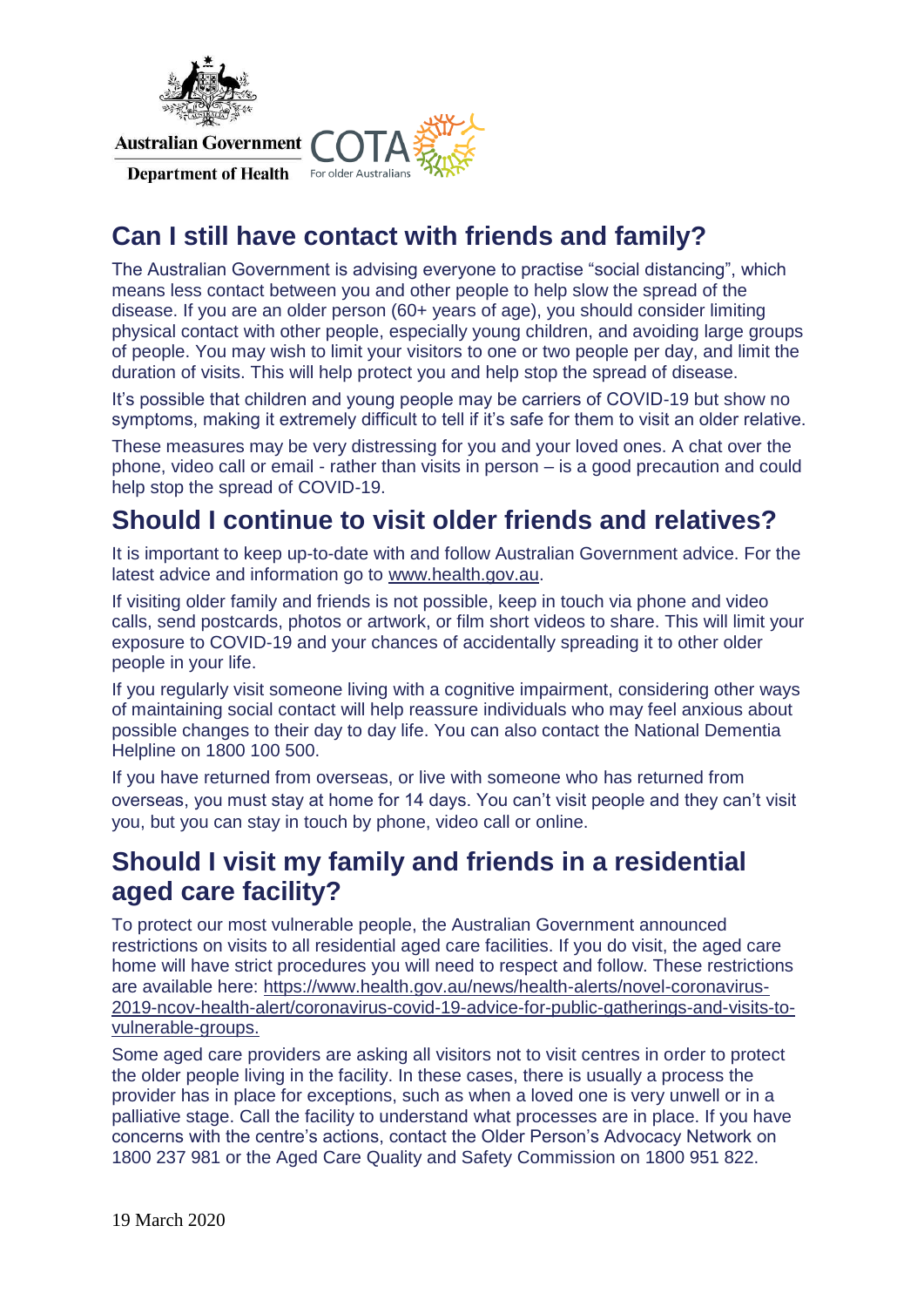## Can I still have contact with friends and family?

The Australian Government is advising everyone to practise "social distancing", which means less contact between you and other people to help slow the spread of the disease. If you are an older person (60+ years of age), you should consider limiting physical contact with other people, especially young children, and avoiding large groups of people. You may wish to limit your visitors to one or two people per day, and limit the duration of visits. This will help protect you and help stop the spread of disease.

It's possible that children and young people may be carriers of COVID-19 but show no symptoms, making it extremely difficult to tell if it's safe for them to visit an older relative.

These measures may be very distressing for you and your loved ones. A chat over the phone, video call or email - rather than visits in person – is a good precaution and could help stop the spread of COVID-19.

## Should I continue to visit older friends and relatives?

It is important to keep up-to-date with and follow Australian Government advice. For the latest advice and information go to www.health.gov.au.

If visiting older family and friends is not possible, keep in touch via phone and video calls, send postcards, photos or artwork, or film short videos to share. This will limit your exposure to COVID-19 and your chances of accidentally spreading it to other older people in your life.

If you regularly visit someone living with a cognitive impairment, considering other ways of maintaining social contact will help reassure individuals who may feel anxious about possible changes to their day to day life. You can also contact the National Dementia Helpline on 1800 100 500.

If you have returned from overseas, or live with someone who has returned from overseas, you must stay at home for 14 days. You can't visit people and they can't visit you, but you can stay in touch by phone, video call or online.

## Should I visit my family and friends in a residential aged care facility?

To protect our most vulnerable people, the Australian Government announced restrictions on visits to all residential aged care facilities. If you do visit, the aged care home will have strict procedures you will need to respect and follow. These restrictions are available here: https://www.health.gov.au/news/health-alerts/novel-coronavirus-2019-ncov-health-alert/coronavirus-covid-19-advice-for-public-gatherings-and-visits-to-vulnerable-groups.

Some aged care providers are asking all visitors not to visit centres in order to protect the older people living in the facility. In these cases, there is usually a process the provider has in place for exceptions, such as when a loved one is very unwell or in a palliative stage. Call the facility to understand what processes are in place. If you have concerns with the centre's actions, contact the Older Person's Advocacy Network on 1800 237 981 or the Aged Care Quality and Safety Commission on 1800 951 822.

19 March 2020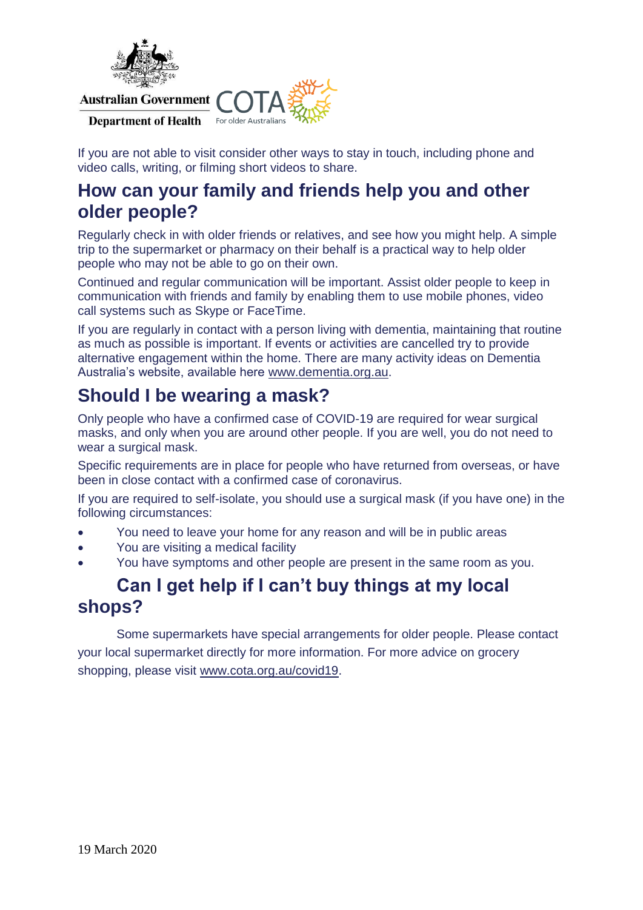If you are not able to visit consider other ways to stay in touch, including phone and video calls, writing, or filming short videos to share.

## How can your family and friends help you and other older people?

Regularly check in with older friends or relatives, and see how you might help. A simple trip to the supermarket or pharmacy on their behalf is a practical way to help older people who may not be able to go on their own.

Continued and regular communication will be important. Assist older people to keep in communication with friends and family by enabling them to use mobile phones, video call systems such as Skype or FaceTime.

If you are regularly in contact with a person living with dementia, maintaining that routine as much as possible is important. If events or activities are cancelled try to provide alternative engagement within the home. There are many activity ideas on Dementia Australia's website, available here www.dementia.org.au.

## Should I be wearing a mask?

Only people who have a confirmed case of COVID-19 are required for wear surgical masks, and only when you are around other people. If you are well, you do not need to wear a surgical mask.

Specific requirements are in place for people who have returned from overseas, or have been in close contact with a confirmed case of coronavirus.

If you are required to self-isolate, you should use a surgical mask (if you have one) in the following circumstances:

- You need to leave your home for any reason and will be in public areas
- You are visiting a medical facility
- You have symptoms and other people are present in the same room as you.

## Can I get help if I can't buy things at my local shops?

Some supermarkets have special arrangements for older people. Please contact your local supermarket directly for more information. For more advice on grocery shopping, please visit www.cota.org.au/covid19.

19 March 2020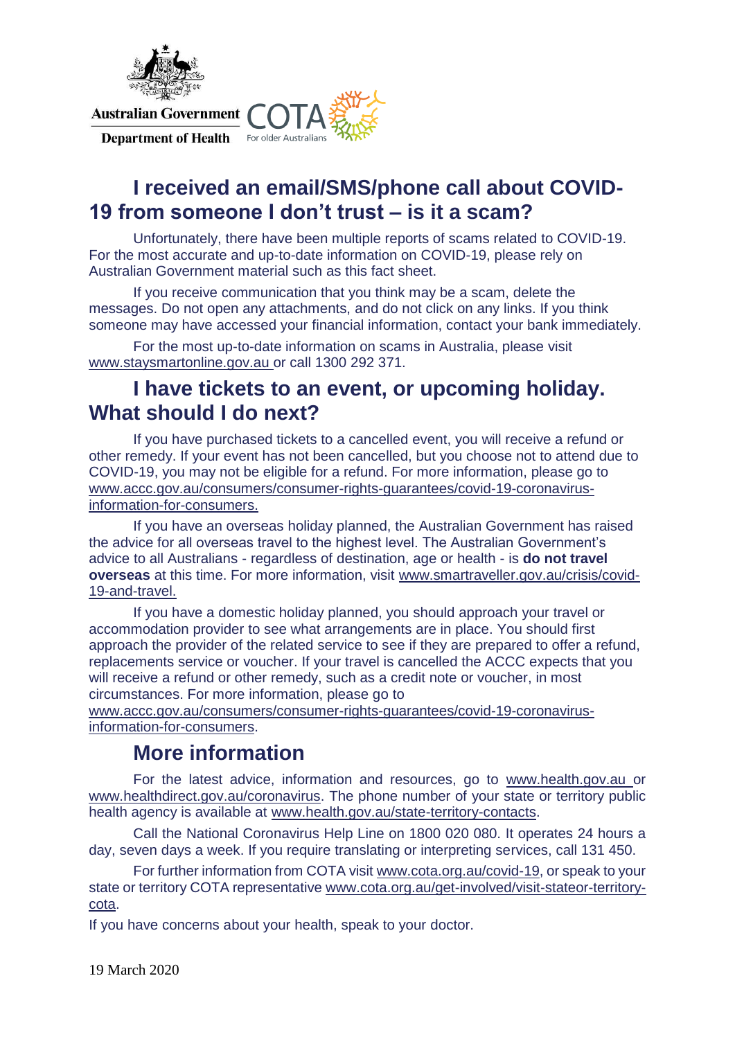Australian Government

Department of Health

COTA For older Australians

## I received an email/SMS/phone call about COVID-19 from someone I don't trust – is it a scam?

Unfortunately, there have been multiple reports of scams related to COVID-19. For the most accurate and up-to-date information on COVID-19, please rely on Australian Government material such as this fact sheet.

If you receive communication that you think may be a scam, delete the messages. Do not open any attachments, and do not click on any links. If you think someone may have accessed your financial information, contact your bank immediately.

For the most up-to-date information on scams in Australia, please visit www.staysmartonline.gov.au or call 1300 292 371.

## I have tickets to an event, or upcoming holiday. What should I do next?

If you have purchased tickets to a cancelled event, you will receive a refund or other remedy. If your event has not been cancelled, but you choose not to attend due to COVID-19, you may not be eligible for a refund. For more information, please go to www.accc.gov.au/consumers/consumer-rights-guarantees/covid-19-coronavirus-information-for-consumers.

If you have an overseas holiday planned, the Australian Government has raised the advice for all overseas travel to the highest level. The Australian Government's advice to all Australians - regardless of destination, age or health - is **do not travel overseas** at this time. For more information, visit www.smartraveller.gov.au/crisis/covid-19-and-travel.

If you have a domestic holiday planned, you should approach your travel or accommodation provider to see what arrangements are in place. You should first approach the provider of the related service to see if they are prepared to offer a refund, replacements service or voucher. If your travel is cancelled the ACCC expects that you will receive a refund or other remedy, such as a credit note or voucher, in most circumstances. For more information, please go to www.accc.gov.au/consumers/consumer-rights-guarantees/covid-19-coronavirus-information-for-consumers.

## More information

For the latest advice, information and resources, go to www.health.gov.au or www.healthdirect.gov.au/coronavirus. The phone number of your state or territory public health agency is available at www.health.gov.au/state-territory-contacts.

Call the National Coronavirus Help Line on 1800 020 080. It operates 24 hours a day, seven days a week. If you require translating or interpreting services, call 131 450.

For further information from COTA visit www.cota.org.au/covid-19, or speak to your state or territory COTA representative www.cota.org.au/get-involved/visit-stateor-territory-cota.

If you have concerns about your health, speak to your doctor.

19 March 2020